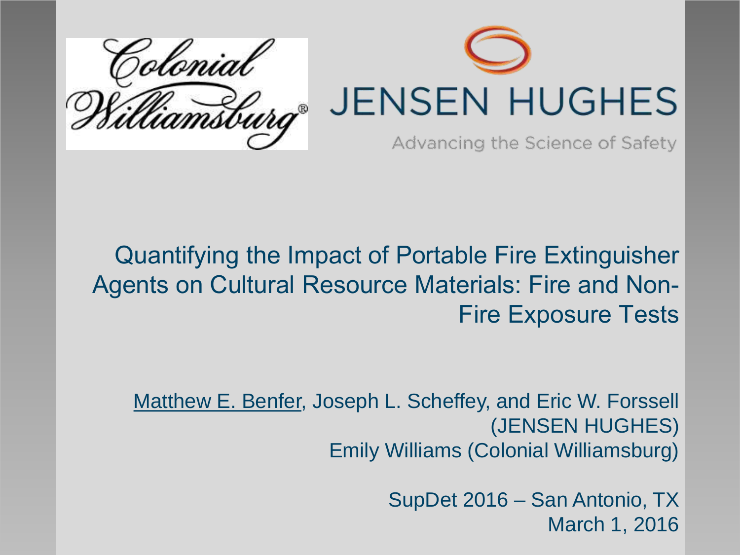Colonial Williamsburg®

JENSEN HUGHES

Advancing the Science of Safety

# Quantifying the Impact of Portable Fire Extinguisher Agents on Cultural Resource Materials: Fire and Non-Fire Exposure Tests

Matthew E. Benfer, Joseph L. Scheffey, and Eric W. Forssell (JENSEN HUGHES)
Emily Williams (Colonial Williamsburg)

SupDet 2016 – San Antonio, TX
March 1, 2016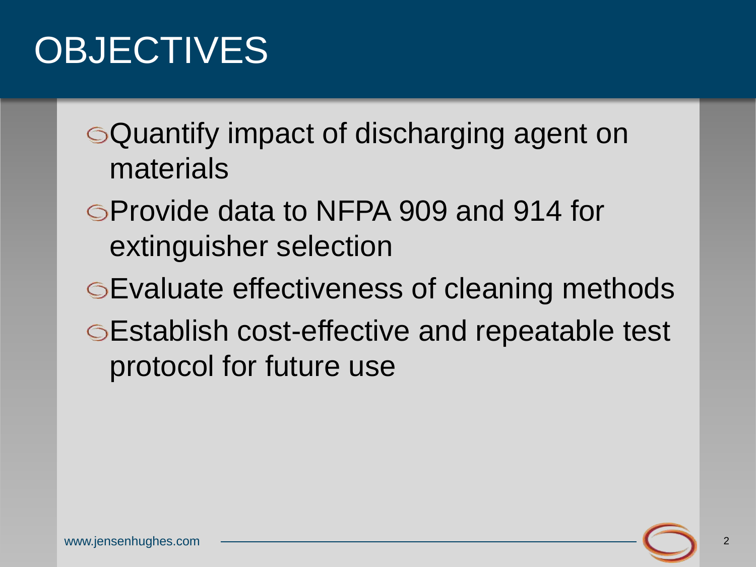# OBJECTIVES

- Quantify impact of discharging agent on materials
- Provide data to NFPA 909 and 914 for extinguisher selection
- Evaluate effectiveness of cleaning methods
- Establish cost-effective and repeatable test protocol for future use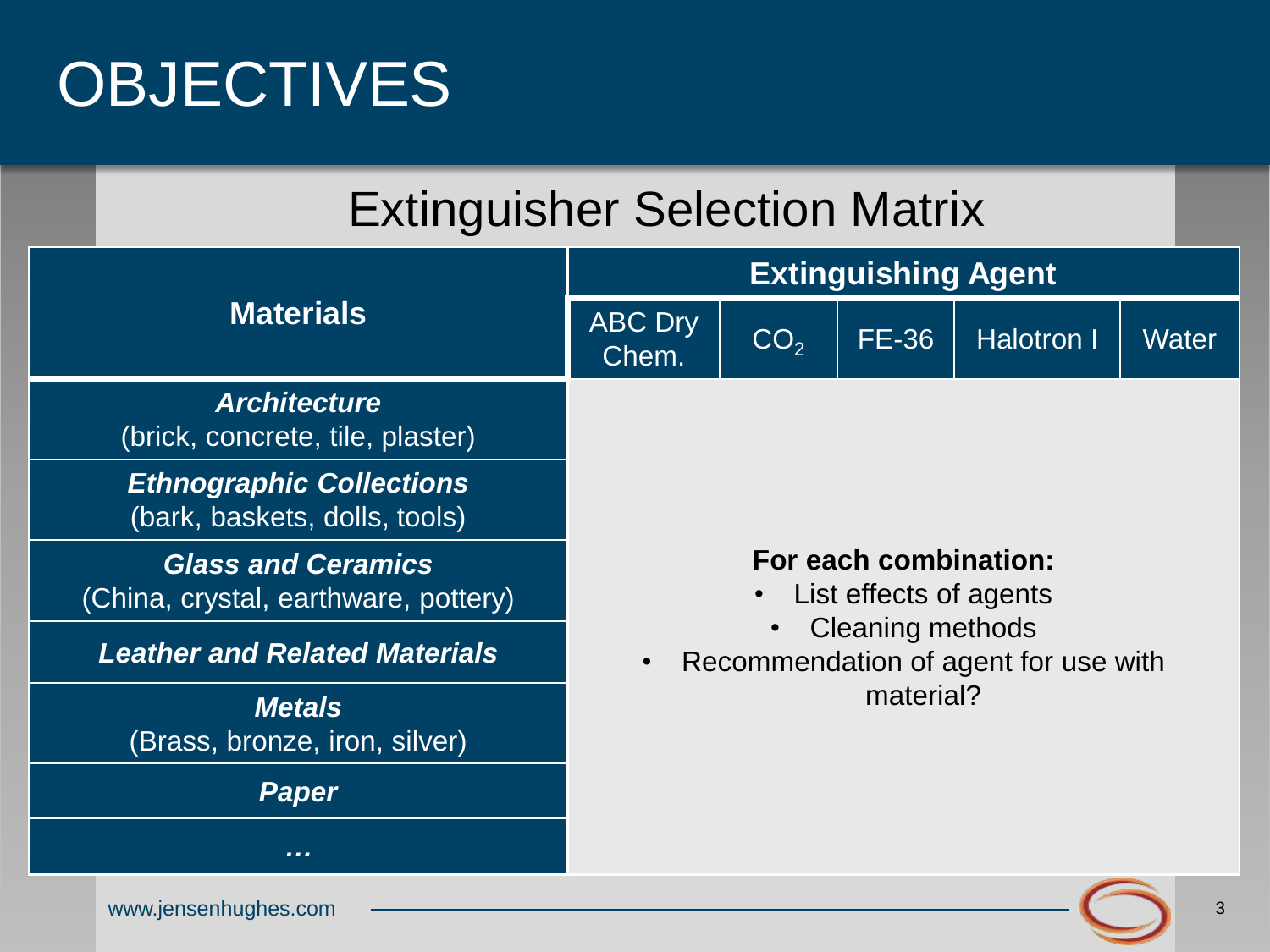# OBJECTIVES

## Extinguisher Selection Matrix

| Materials | Extinguishing Agent | | | | |
|---|---|---|---|---|---|
| | ABC Dry Chem. | $CO_2$ | FE-36 | Halotron I | Water |
| ***Architecture*** (brick, concrete, tile, plaster) | | | | | |
| ***Ethnographic Collections*** (bark, baskets, dolls, tools) | | | | | |
| ***Glass and Ceramics*** (China, crystal, earthware, pottery) | | | | | |
| ***Leather and Related Materials*** | | | | | |
| ***Metals*** (Brass, bronze, iron, silver) | | | | | |
| ***Paper*** | | | | | |
| ***…*** | | | | | |

**For each combination:**

- List effects of agents
- Cleaning methods
- Recommendation of agent for use with material?

www.jensenhughes.com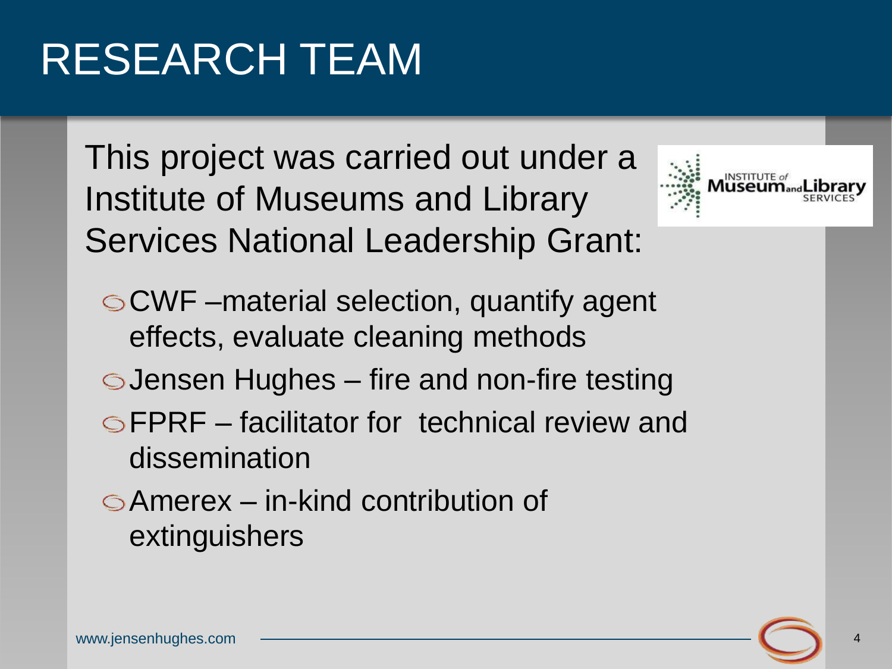# RESEARCH TEAM

This project was carried out under a Institute of Museums and Library Services National Leadership Grant:

- CWF –material selection, quantify agent effects, evaluate cleaning methods
- Jensen Hughes – fire and non-fire testing
- FPRF – facilitator for technical review and dissemination
- Amerex – in-kind contribution of extinguishers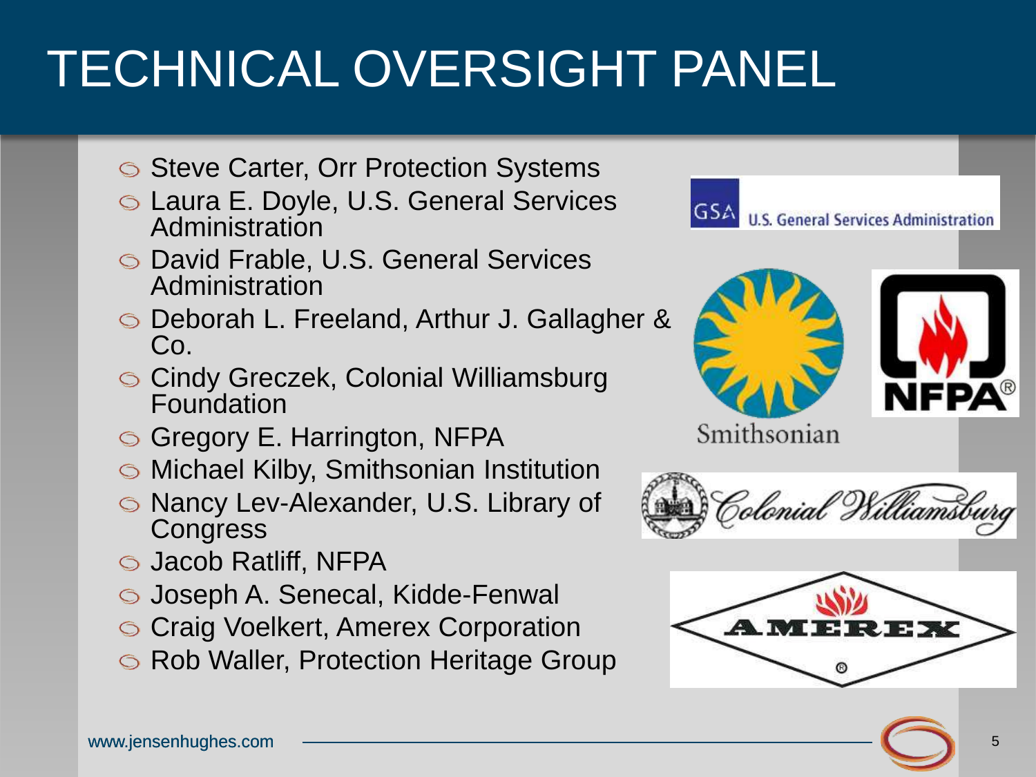# TECHNICAL OVERSIGHT PANEL

- Steve Carter, Orr Protection Systems
- Laura E. Doyle, U.S. General Services Administration
- David Frable, U.S. General Services Administration
- Deborah L. Freeland, Arthur J. Gallagher & Co.
- Cindy Greczek, Colonial Williamsburg Foundation
- Gregory E. Harrington, NFPA
- Michael Kilby, Smithsonian Institution
- Nancy Lev-Alexander, U.S. Library of Congress
- Jacob Ratliff, NFPA
- Joseph A. Senecal, Kidde-Fenwal
- Craig Voelkert, Amerex Corporation
- Rob Waller, Protection Heritage Group

www.jensenhughes.com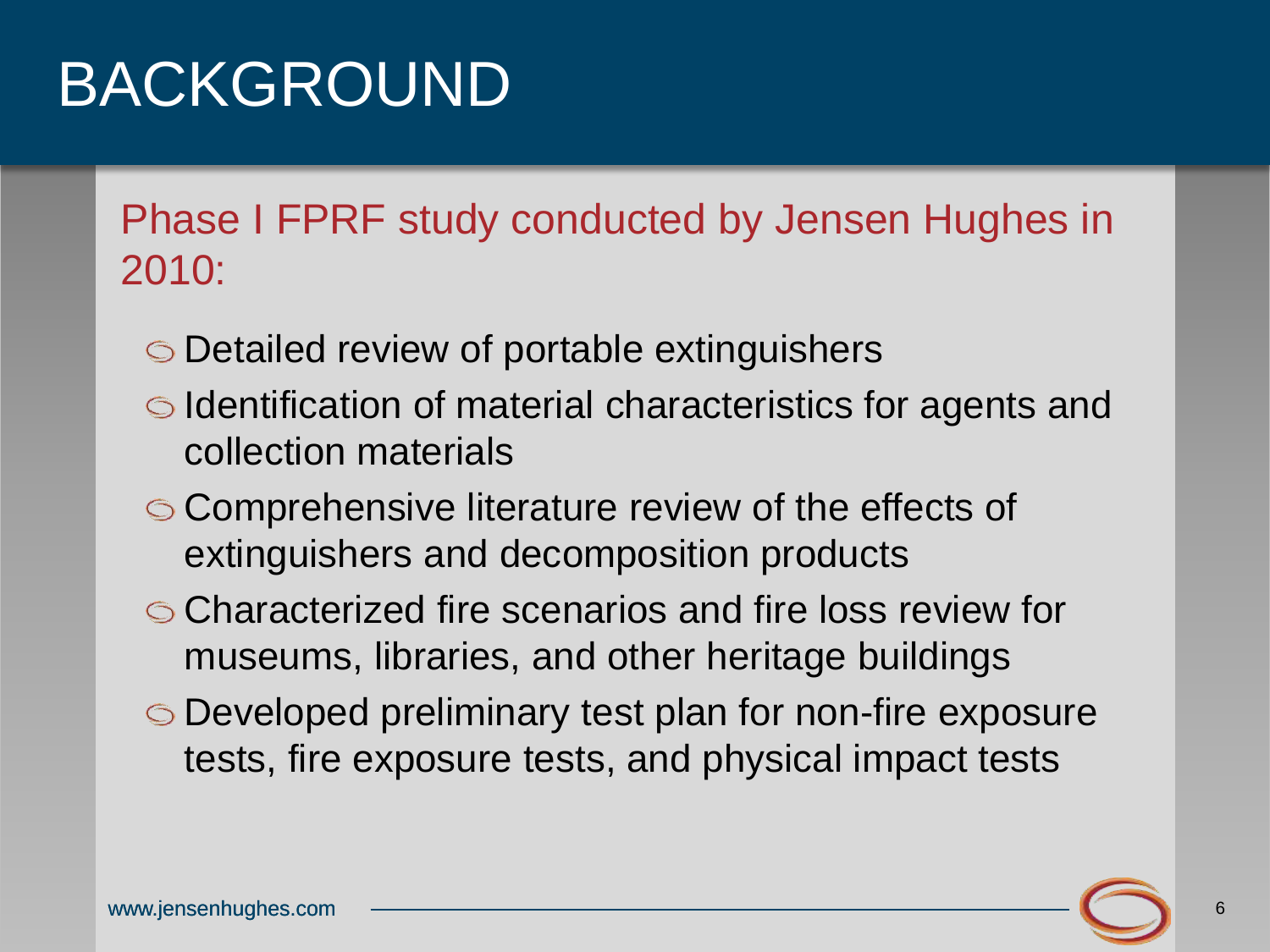# BACKGROUND

Phase I FPRF study conducted by Jensen Hughes in 2010:

- Detailed review of portable extinguishers
- Identification of material characteristics for agents and collection materials
- Comprehensive literature review of the effects of extinguishers and decomposition products
- Characterized fire scenarios and fire loss review for museums, libraries, and other heritage buildings
- Developed preliminary test plan for non-fire exposure tests, fire exposure tests, and physical impact tests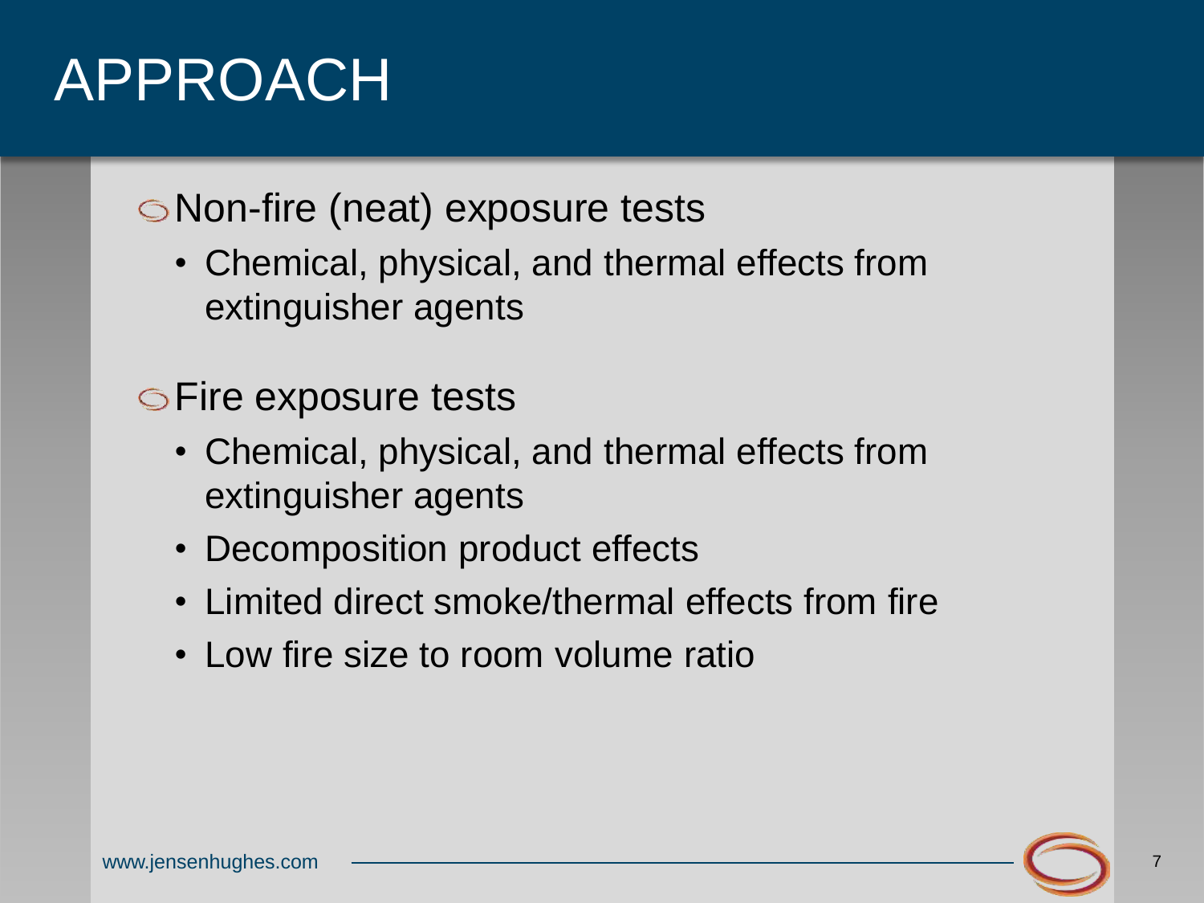# APPROACH

- Non-fire (neat) exposure tests
  - Chemical, physical, and thermal effects from extinguisher agents
- Fire exposure tests
  - Chemical, physical, and thermal effects from extinguisher agents
  - Decomposition product effects
  - Limited direct smoke/thermal effects from fire
  - Low fire size to room volume ratio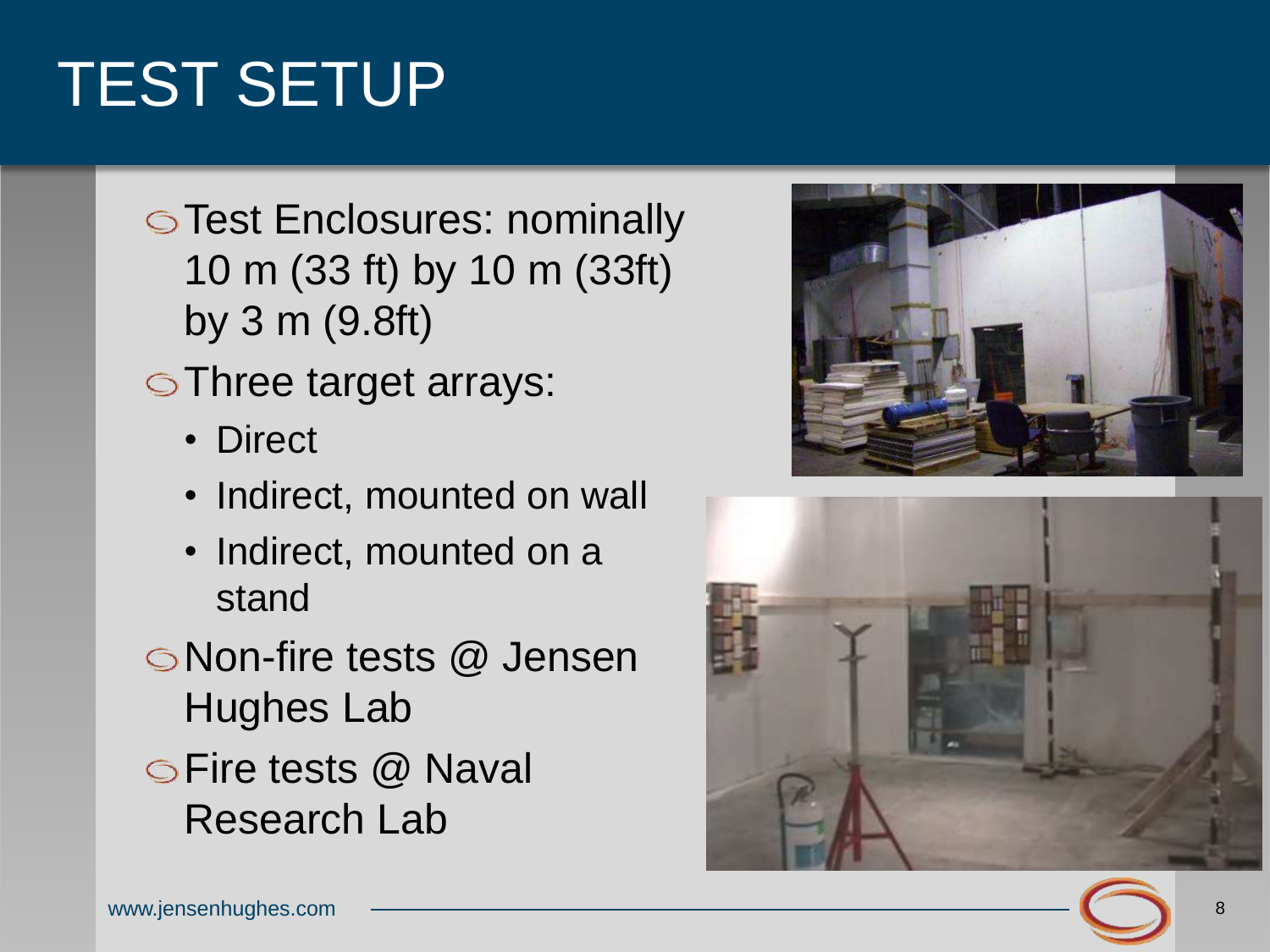# TEST SETUP

- Test Enclosures: nominally 10 m (33 ft) by 10 m (33ft) by 3 m (9.8ft)
- Three target arrays:
  - Direct
  - Indirect, mounted on wall
  - Indirect, mounted on a stand
- Non-fire tests @ Jensen Hughes Lab
- Fire tests @ Naval Research Lab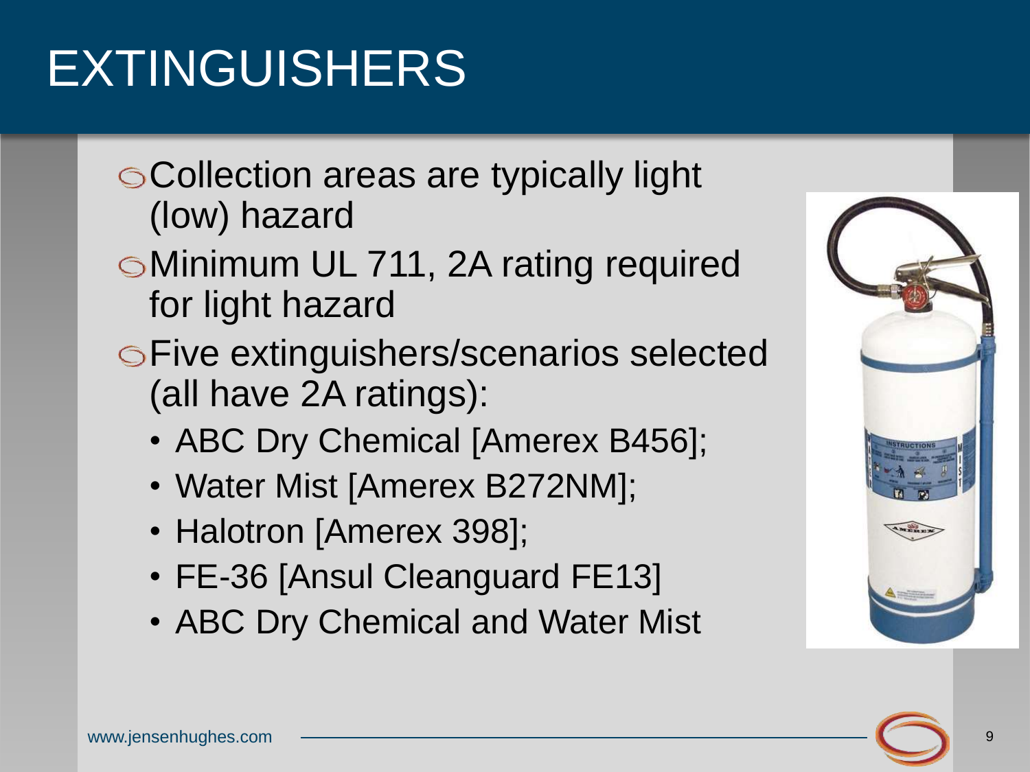# EXTINGUISHERS

- Collection areas are typically light (low) hazard
- Minimum UL 711, 2A rating required for light hazard
- Five extinguishers/scenarios selected (all have 2A ratings):
  - ABC Dry Chemical [Amerex B456];
  - Water Mist [Amerex B272NM];
  - Halotron [Amerex 398];
  - FE-36 [Ansul Cleanguard FE13]
  - ABC Dry Chemical and Water Mist

www.jensenhughes.com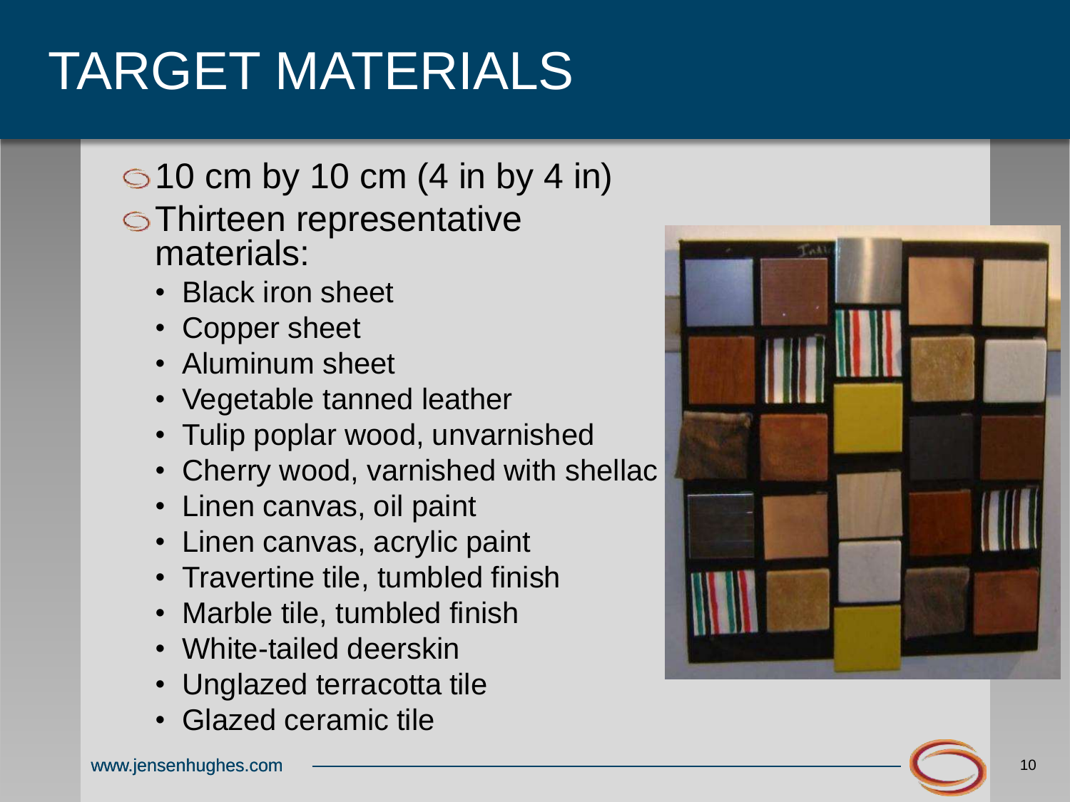# TARGET MATERIALS

- 10 cm by 10 cm (4 in by 4 in)
- Thirteen representative materials:
  - Black iron sheet
  - Copper sheet
  - Aluminum sheet
  - Vegetable tanned leather
  - Tulip poplar wood, unvarnished
  - Cherry wood, varnished with shellac
  - Linen canvas, oil paint
  - Linen canvas, acrylic paint
  - Travertine tile, tumbled finish
  - Marble tile, tumbled finish
  - White-tailed deerskin
  - Unglazed terracotta tile
  - Glazed ceramic tile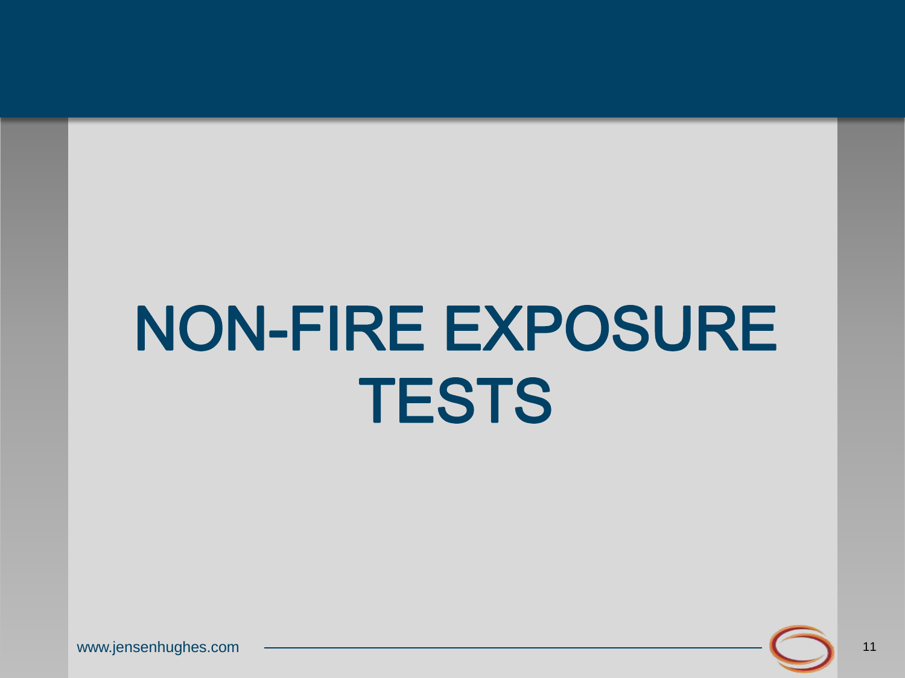# NON-FIRE EXPOSURE TESTS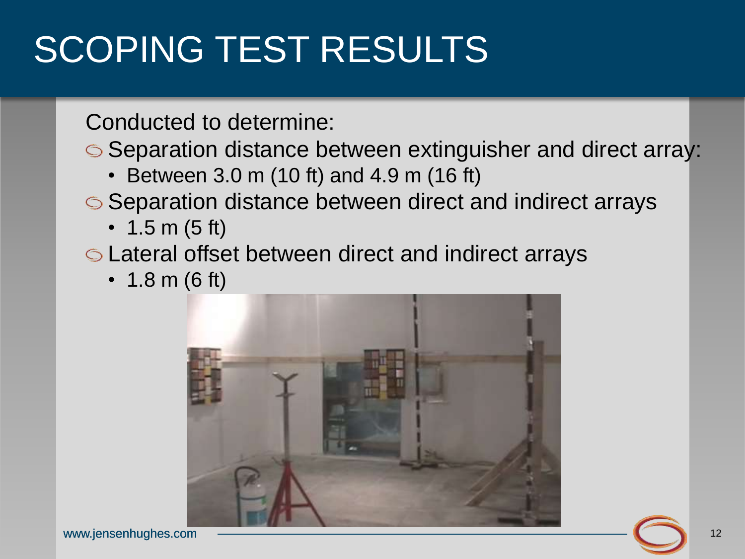# SCOPING TEST RESULTS

Conducted to determine:

- Separation distance between extinguisher and direct array:
  - Between 3.0 m (10 ft) and 4.9 m (16 ft)
- Separation distance between direct and indirect arrays
  - 1.5 m (5 ft)
- Lateral offset between direct and indirect arrays
  - 1.8 m (6 ft)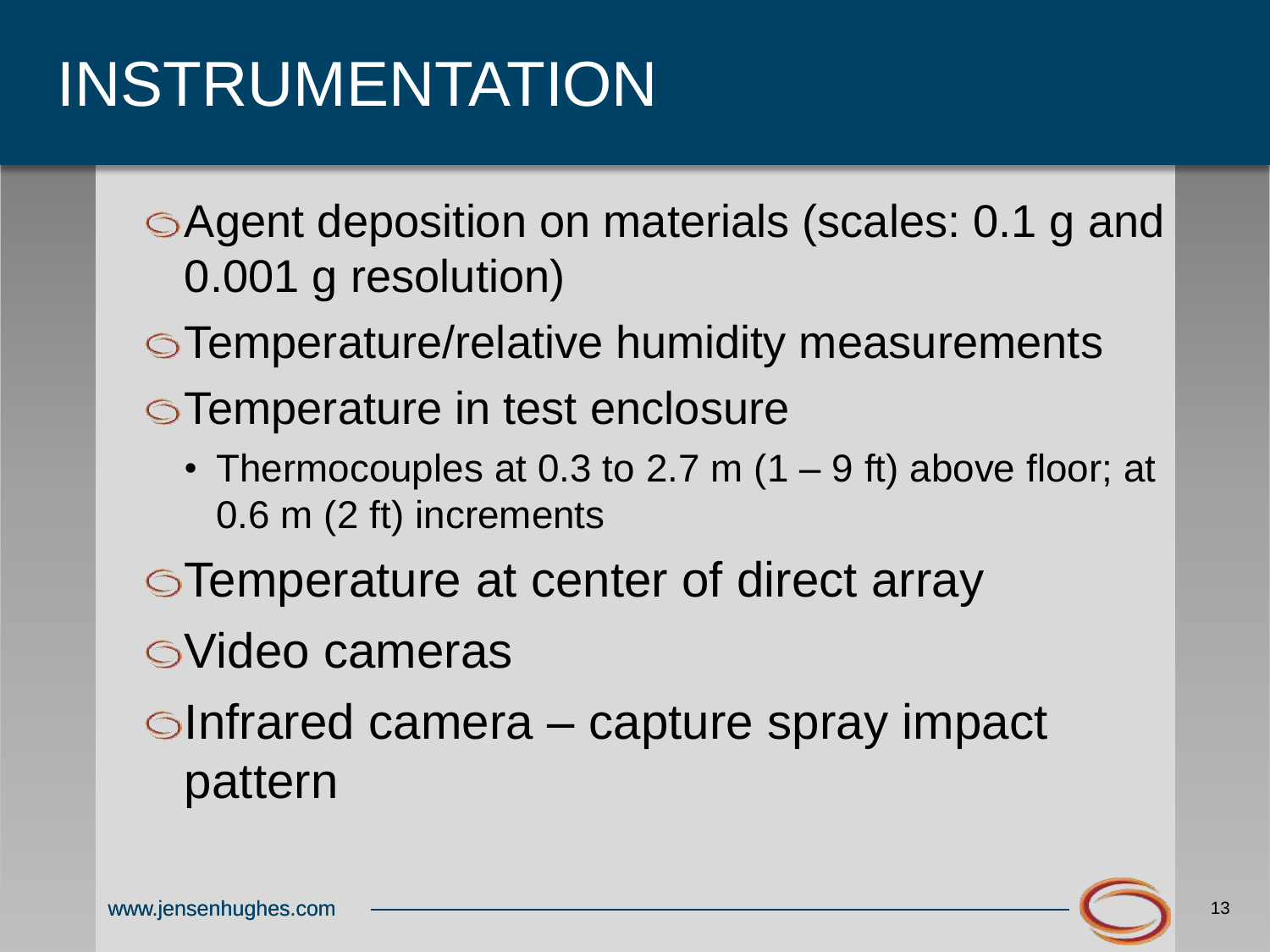# INSTRUMENTATION

- Agent deposition on materials (scales: 0.1 g and 0.001 g resolution)
- Temperature/relative humidity measurements
- Temperature in test enclosure
  - Thermocouples at 0.3 to 2.7 m (1 – 9 ft) above floor; at 0.6 m (2 ft) increments
- Temperature at center of direct array
- Video cameras
- Infrared camera – capture spray impact pattern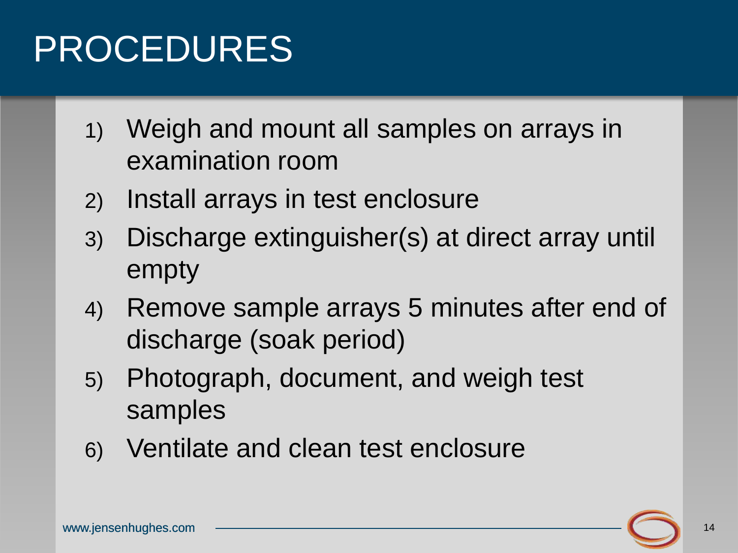# PROCEDURES

1) Weigh and mount all samples on arrays in examination room
2) Install arrays in test enclosure
3) Discharge extinguisher(s) at direct array until empty
4) Remove sample arrays 5 minutes after end of discharge (soak period)
5) Photograph, document, and weigh test samples
6) Ventilate and clean test enclosure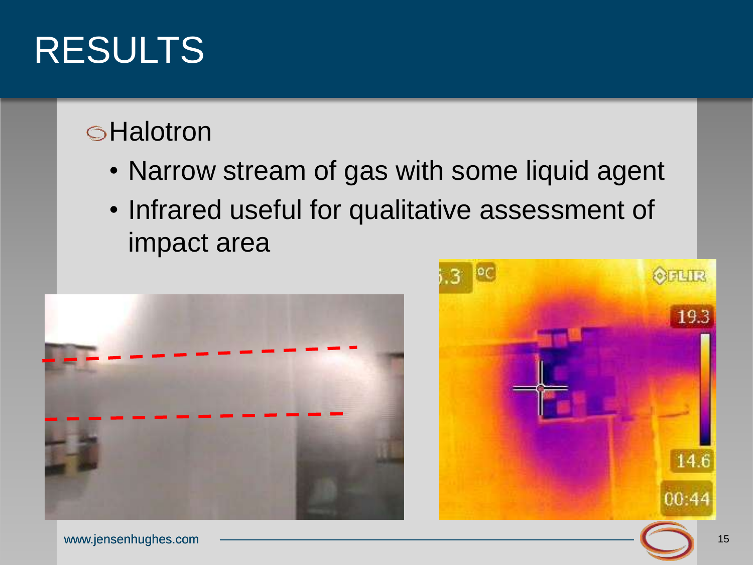# RESULTS

- Halotron
  - Narrow stream of gas with some liquid agent
  - Infrared useful for qualitative assessment of impact area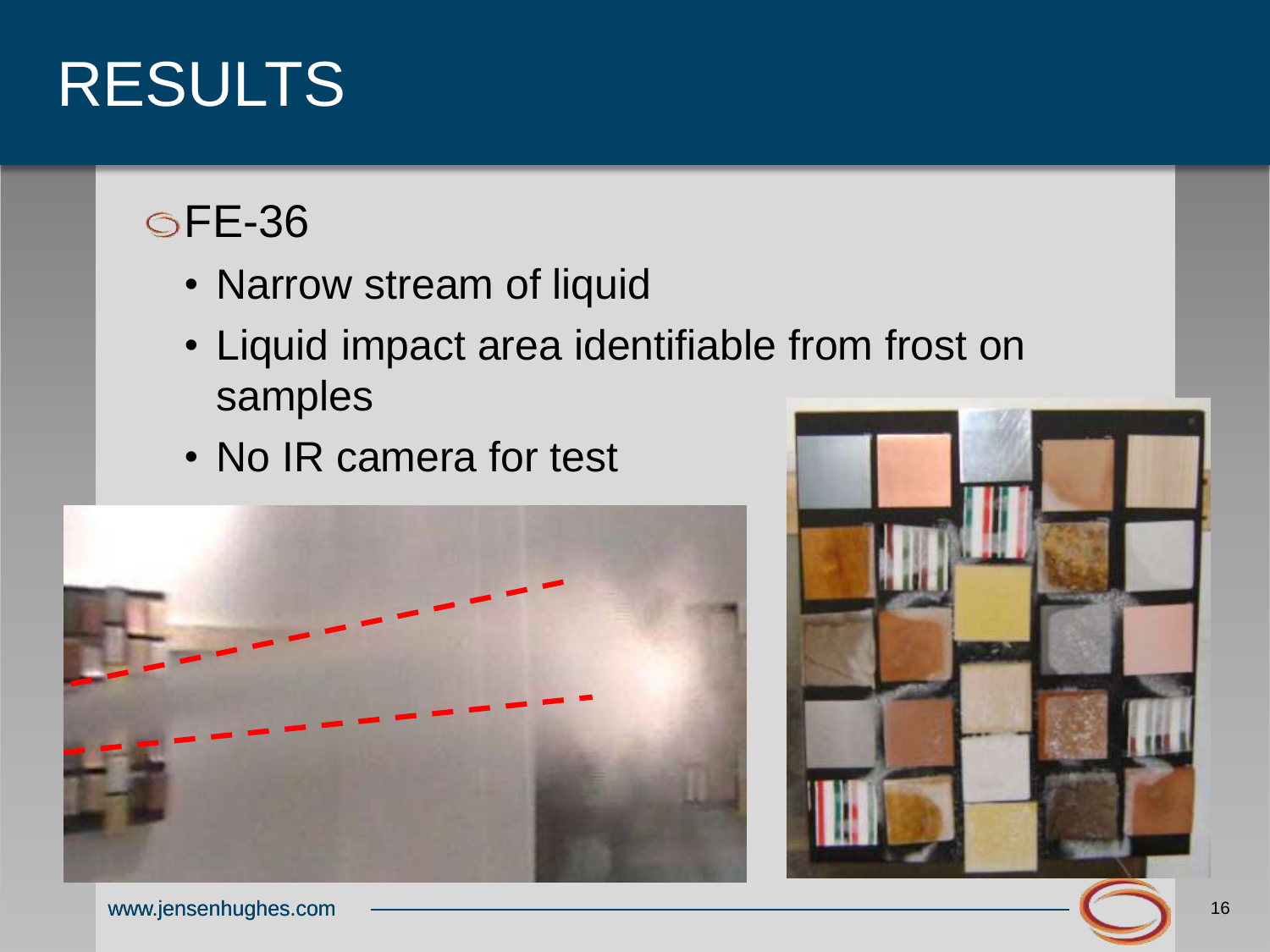# RESULTS

## FE-36

- Narrow stream of liquid
- Liquid impact area identifiable from frost on samples
- No IR camera for test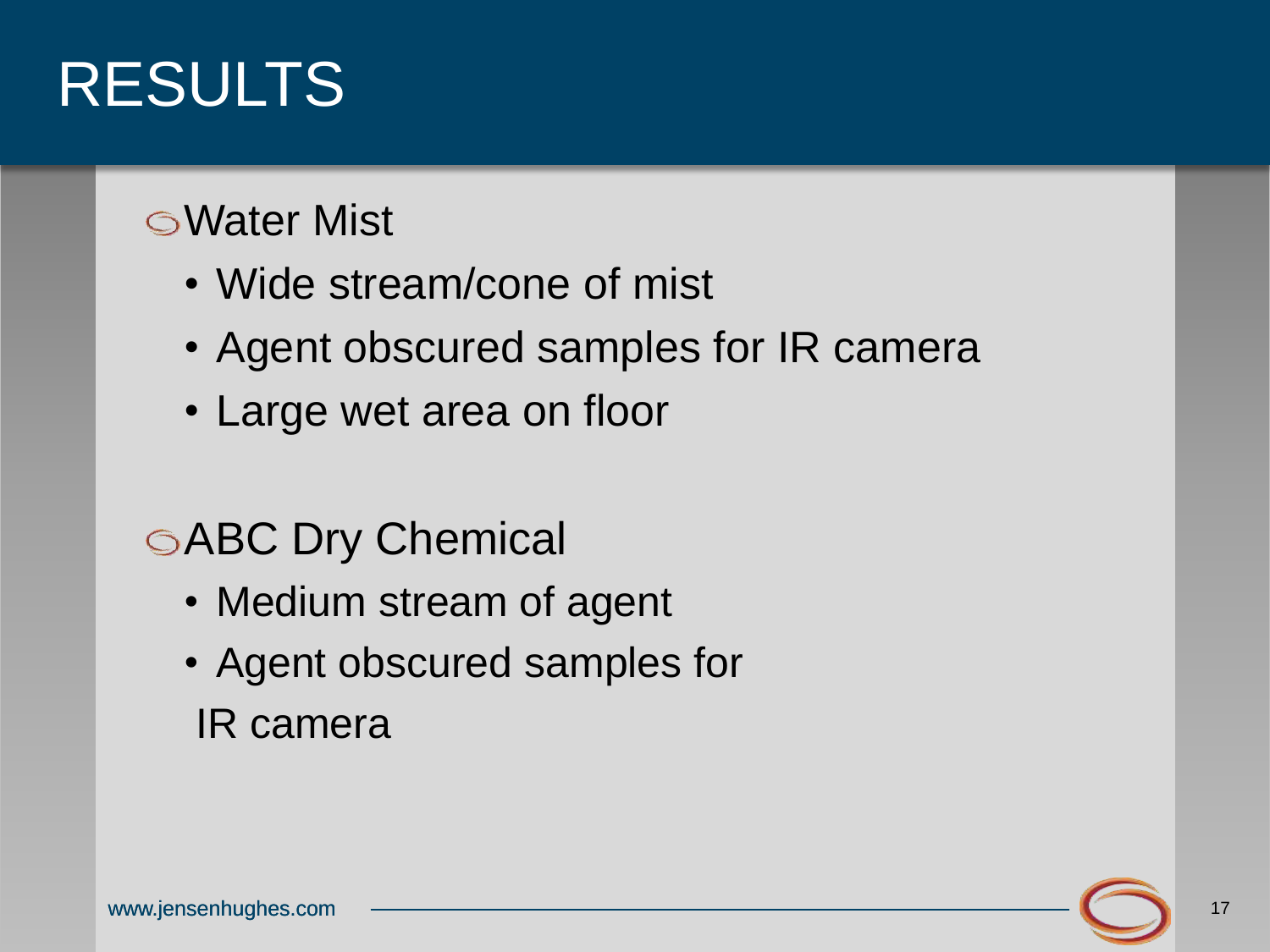# RESULTS

- Water Mist
  - Wide stream/cone of mist
  - Agent obscured samples for IR camera
  - Large wet area on floor

- ABC Dry Chemical
  - Medium stream of agent
  - Agent obscured samples for IR camera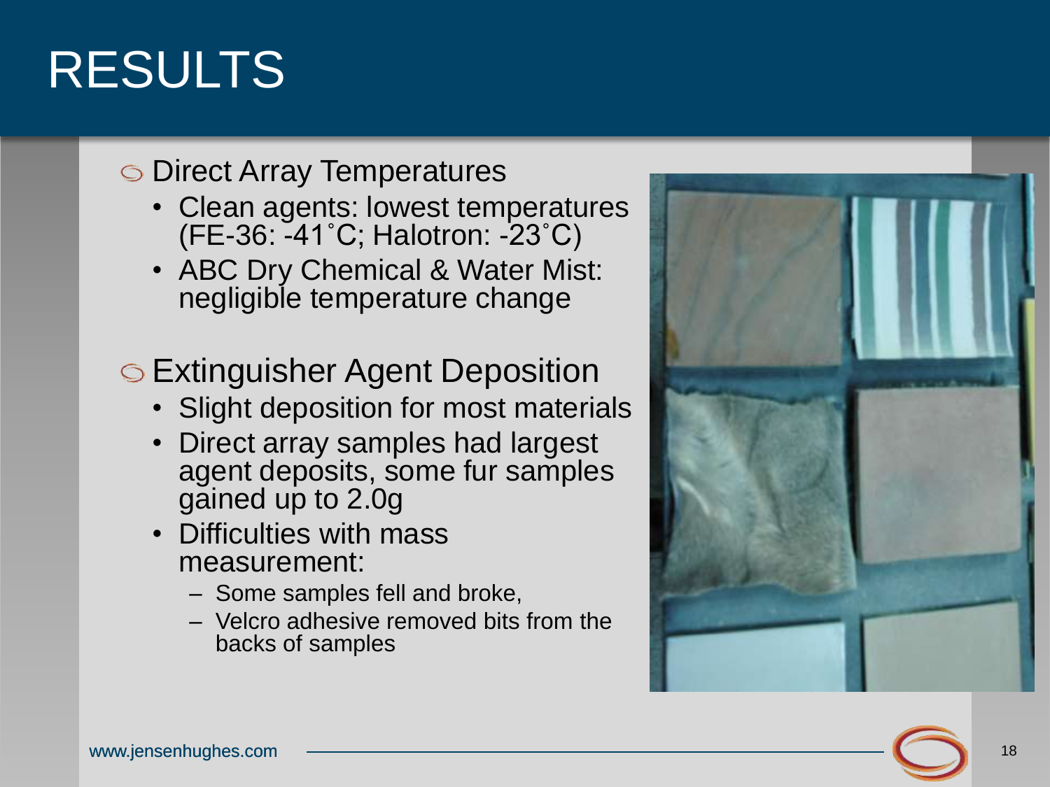# RESULTS

- Direct Array Temperatures
  - Clean agents: lowest temperatures (FE-36: -41˚C; Halotron: -23˚C)
  - ABC Dry Chemical & Water Mist: negligible temperature change
- Extinguisher Agent Deposition
  - Slight deposition for most materials
  - Direct array samples had largest agent deposits, some fur samples gained up to 2.0g
  - Difficulties with mass measurement:
    - Some samples fell and broke,
    - Velcro adhesive removed bits from the backs of samples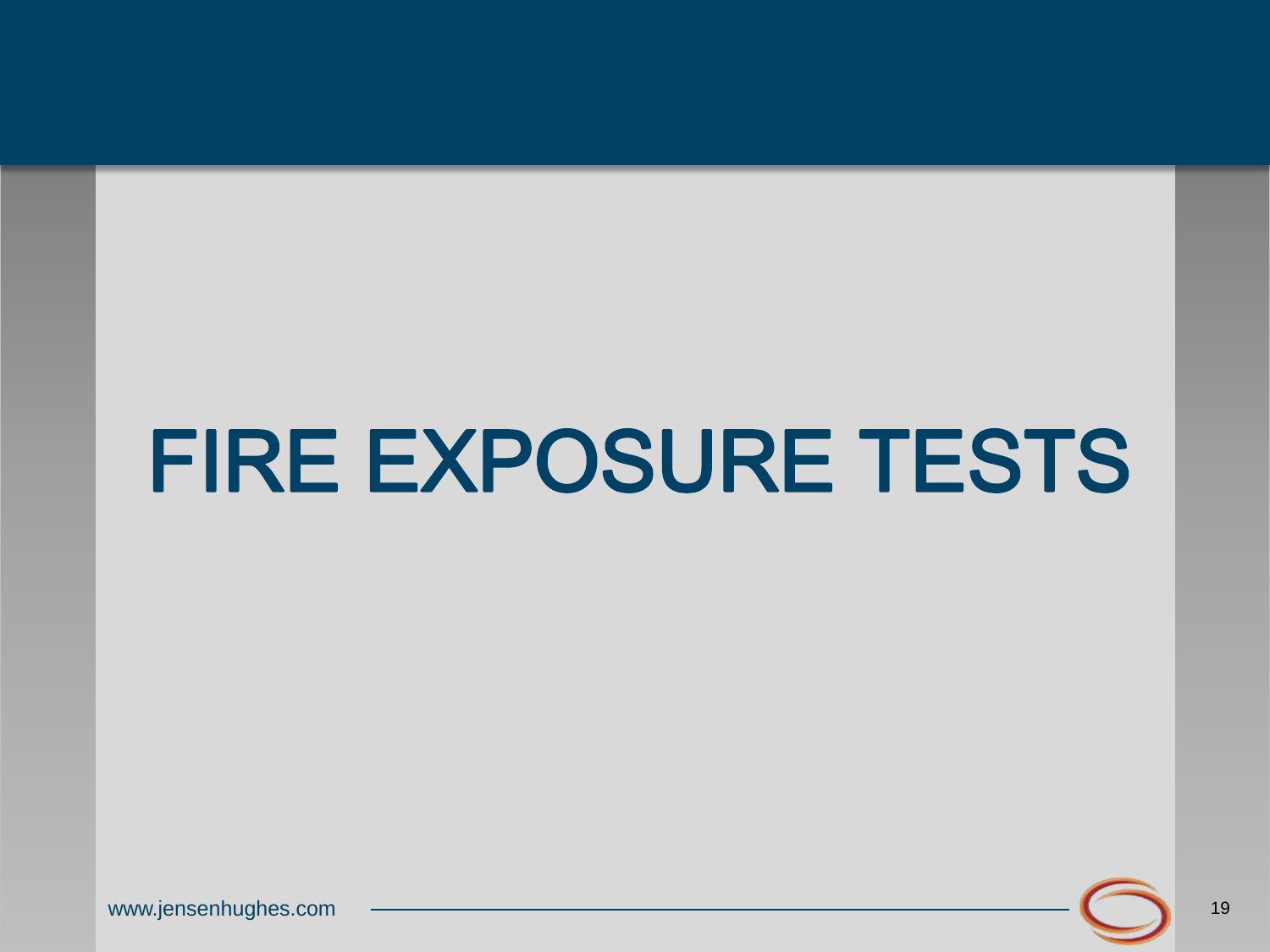# FIRE EXPOSURE TESTS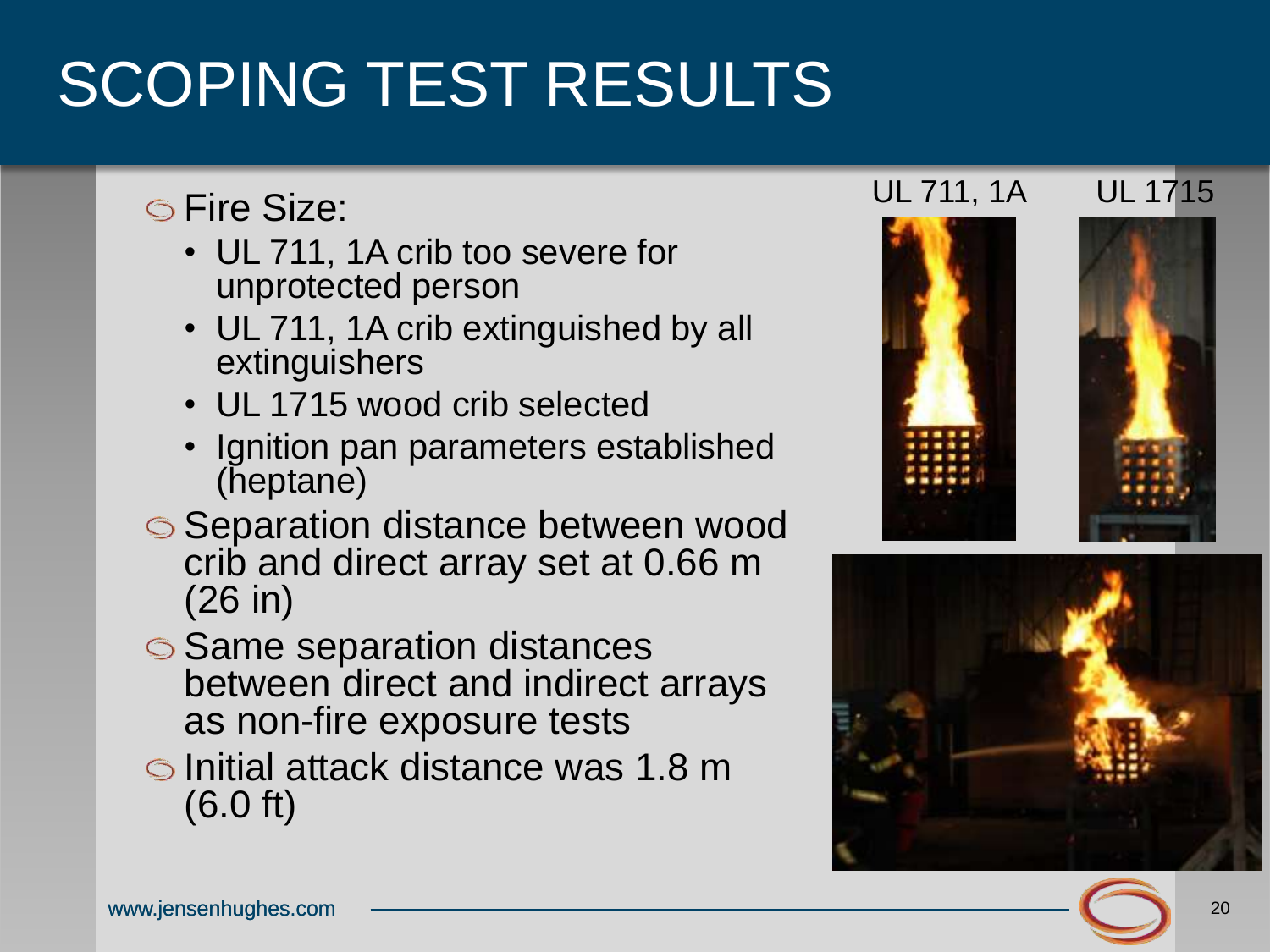# SCOPING TEST RESULTS

- Fire Size:
  - UL 711, 1A crib too severe for unprotected person
  - UL 711, 1A crib extinguished by all extinguishers
  - UL 1715 wood crib selected
  - Ignition pan parameters established (heptane)
- Separation distance between wood crib and direct array set at 0.66 m (26 in)
- Same separation distances between direct and indirect arrays as non-fire exposure tests
- Initial attack distance was 1.8 m (6.0 ft)

UL 711, 1A

UL 1715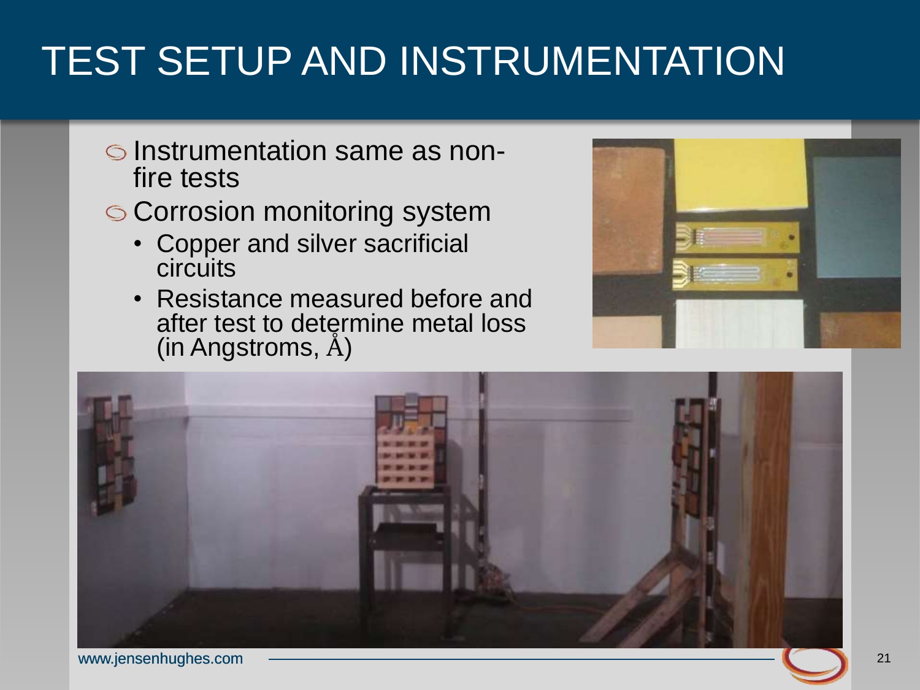# TEST SETUP AND INSTRUMENTATION

- Instrumentation same as non-fire tests
- Corrosion monitoring system
  - Copper and silver sacrificial circuits
  - Resistance measured before and after test to determine metal loss (in Angstroms, Å)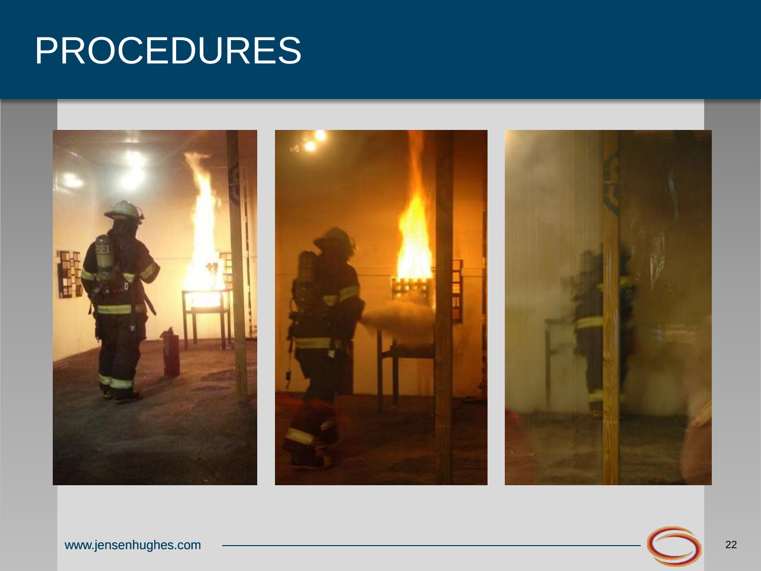# PROCEDURES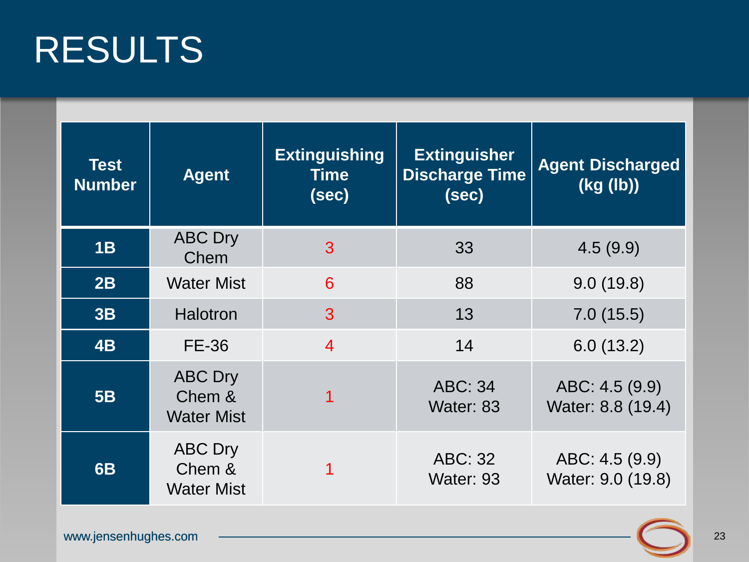# RESULTS

| Test Number | Agent | Extinguishing Time (sec) | Extinguisher Discharge Time (sec) | Agent Discharged (kg (lb)) |
|---|---|---|---|---|
| 1B | ABC Dry Chem | 3 | 33 | 4.5 (9.9) |
| 2B | Water Mist | 6 | 88 | 9.0 (19.8) |
| 3B | Halotron | 3 | 13 | 7.0 (15.5) |
| 4B | FE-36 | 4 | 14 | 6.0 (13.2) |
| 5B | ABC Dry Chem & Water Mist | 1 | ABC: 34<br>Water: 83 | ABC: 4.5 (9.9)<br>Water: 8.8 (19.4) |
| 6B | ABC Dry Chem & Water Mist | 1 | ABC: 32<br>Water: 93 | ABC: 4.5 (9.9)<br>Water: 9.0 (19.8) |

www.jensenhughes.com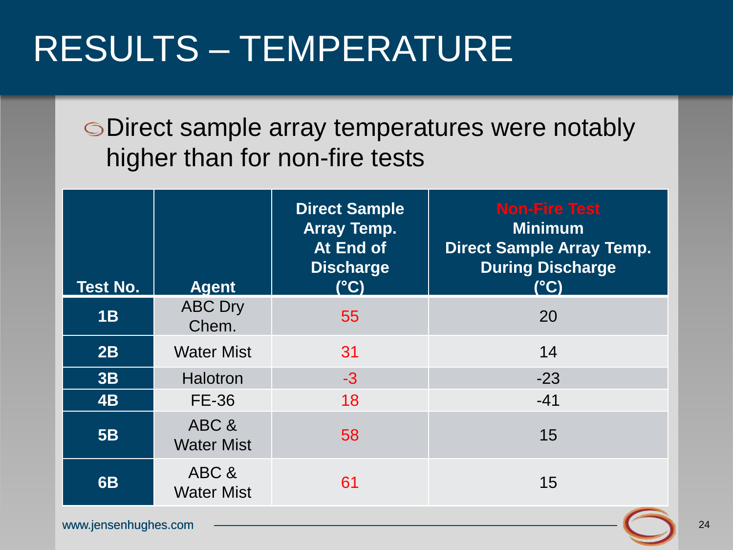# RESULTS – TEMPERATURE

- Direct sample array temperatures were notably higher than for non-fire tests

| Test No. | Agent | Direct Sample Array Temp. At End of Discharge (°C) | Non-Fire Test Minimum Direct Sample Array Temp. During Discharge (°C) |
|---|---|---|---|
| 1B | ABC Dry Chem. | 55 | 20 |
| 2B | Water Mist | 31 | 14 |
| 3B | Halotron | -3 | -23 |
| 4B | FE-36 | 18 | -41 |
| 5B | ABC & Water Mist | 58 | 15 |
| 6B | ABC & Water Mist | 61 | 15 |

www.jensenhughes.com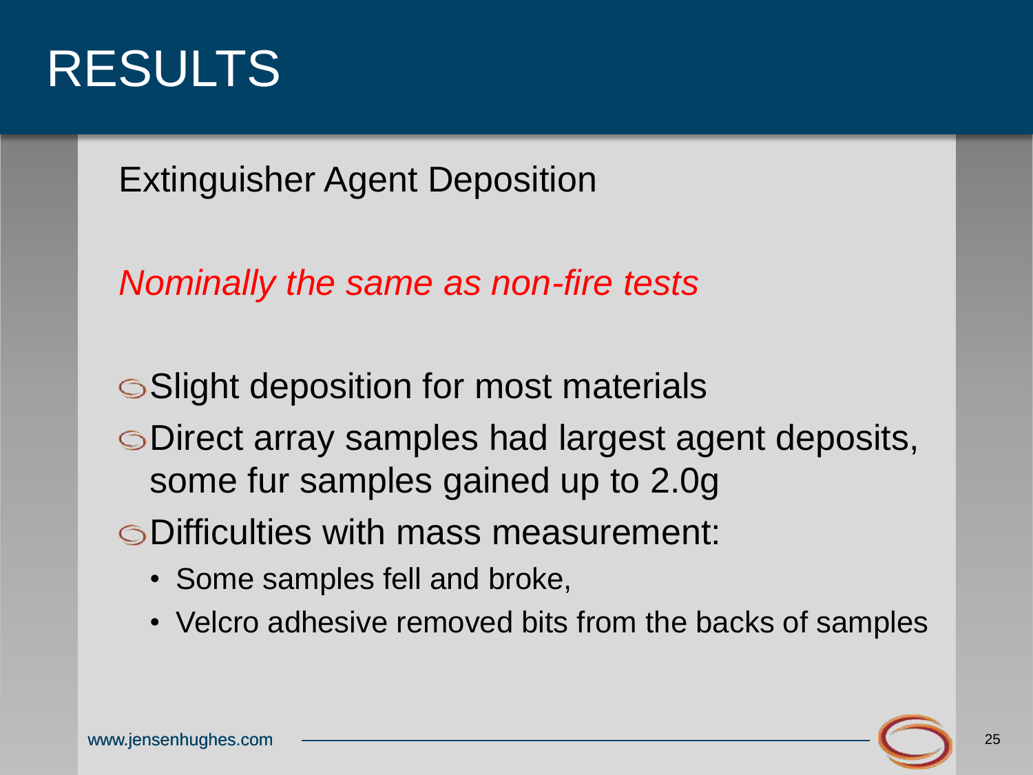# RESULTS

Extinguisher Agent Deposition

*Nominally the same as non-fire tests*

- Slight deposition for most materials
- Direct array samples had largest agent deposits, some fur samples gained up to 2.0g
- Difficulties with mass measurement:
  - Some samples fell and broke,
  - Velcro adhesive removed bits from the backs of samples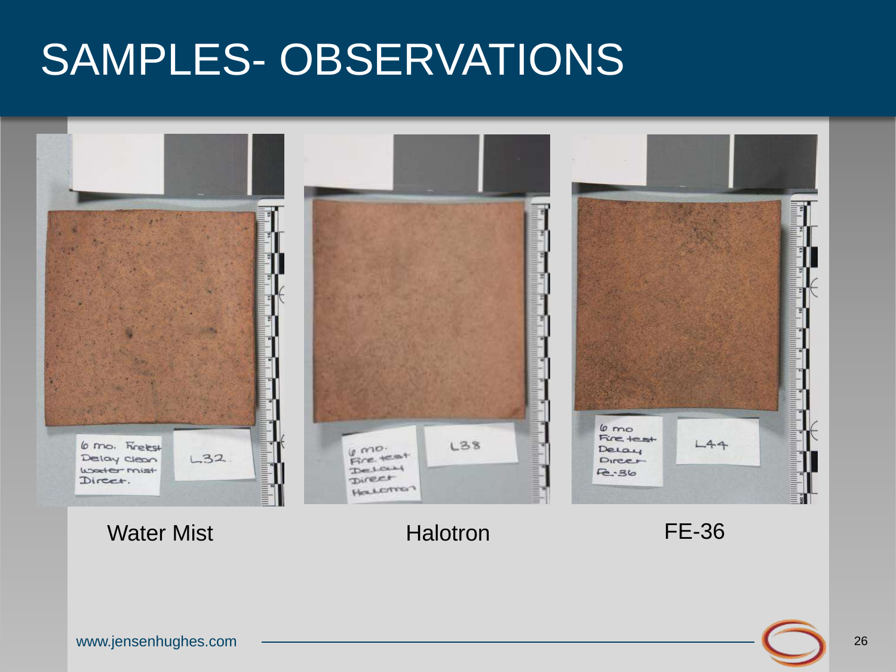# SAMPLES- OBSERVATIONS

Water Mist

Halotron

FE-36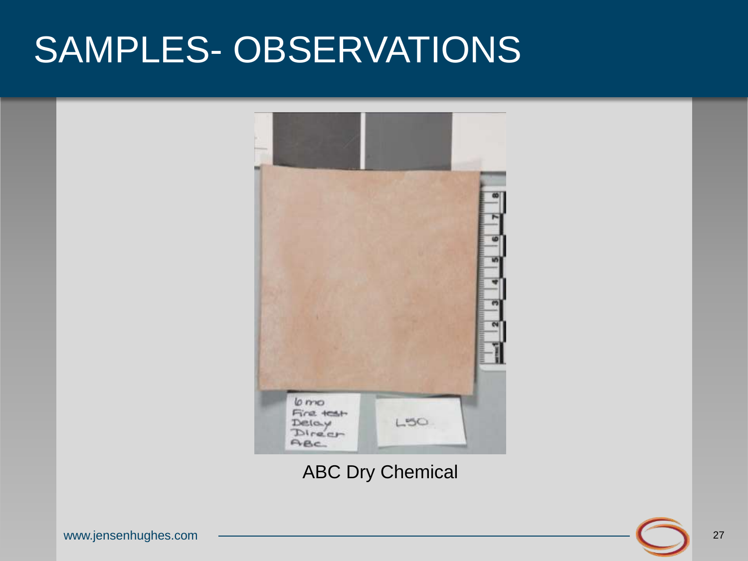# SAMPLES- OBSERVATIONS

ABC Dry Chemical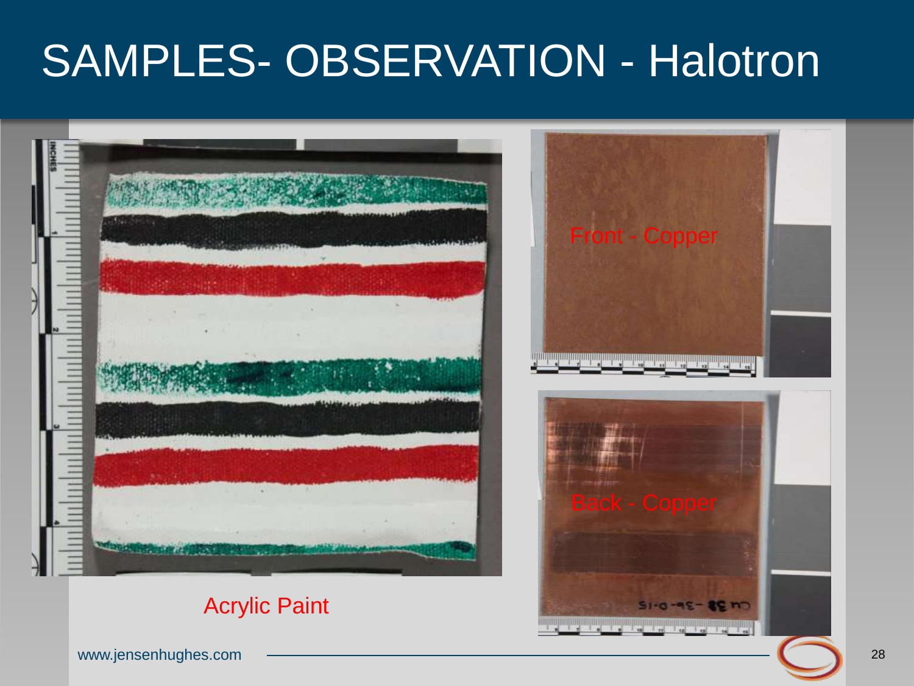# SAMPLES- OBSERVATION - Halotron

Front - Copper

Back - Copper

Acrylic Paint

www.jensenhughes.com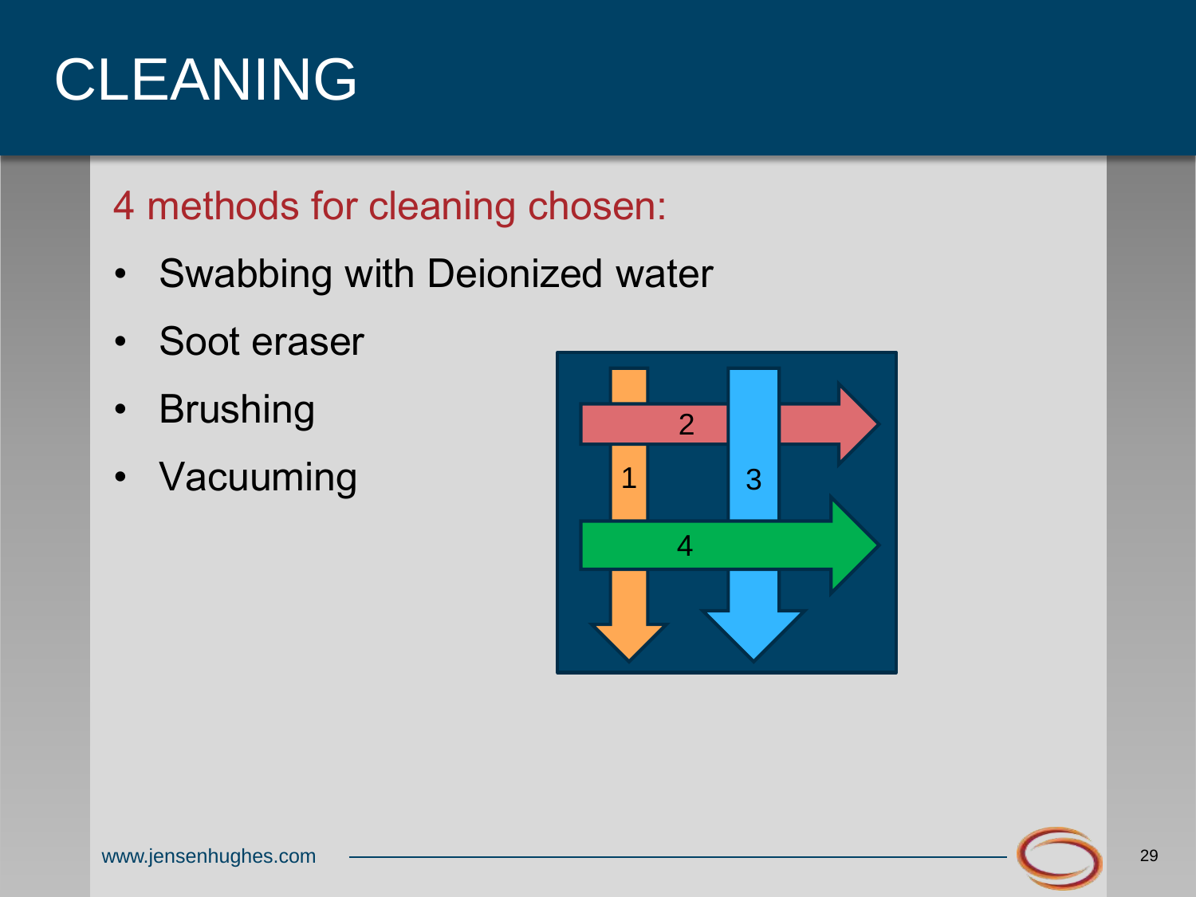# CLEANING

4 methods for cleaning chosen:

- Swabbing with Deionized water
- Soot eraser
- Brushing
- Vacuuming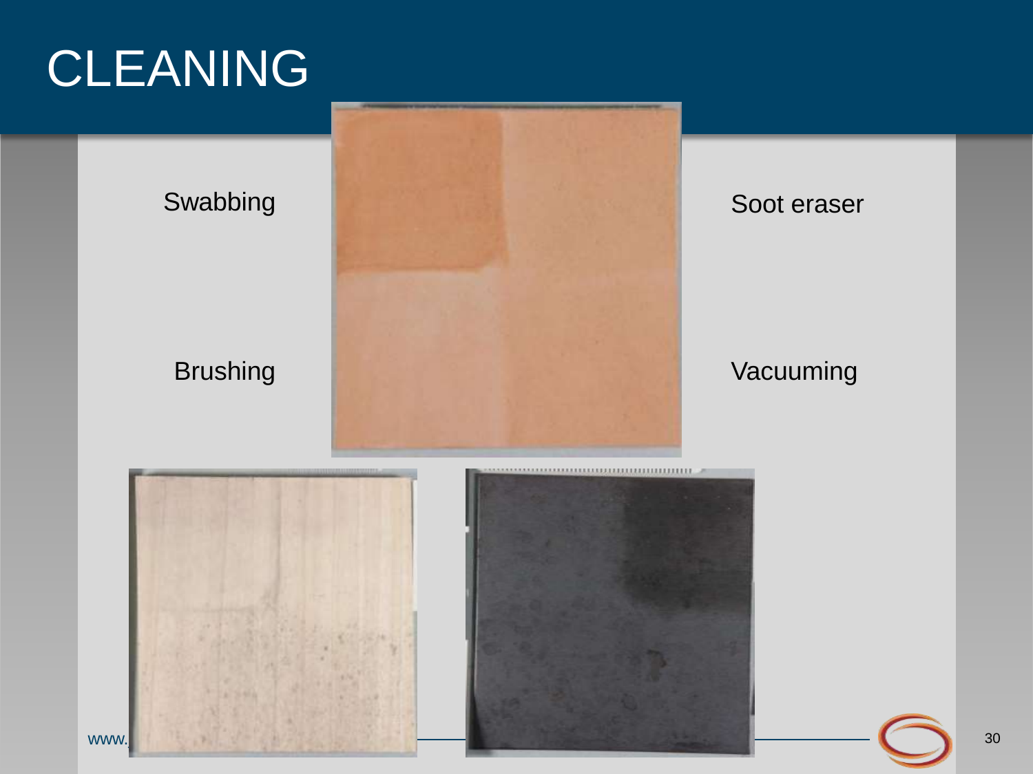# CLEANING

Swabbing

Soot eraser

Brushing

Vacuuming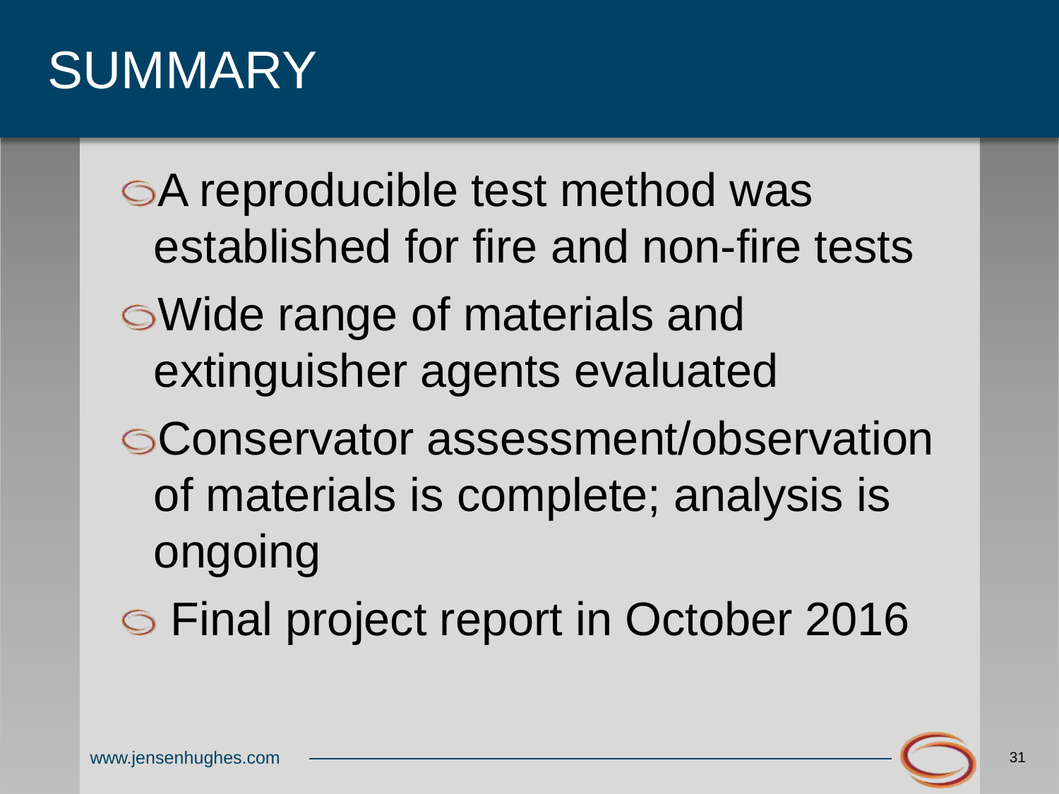# SUMMARY

- A reproducible test method was established for fire and non-fire tests
- Wide range of materials and extinguisher agents evaluated
- Conservator assessment/observation of materials is complete; analysis is ongoing
- Final project report in October 2016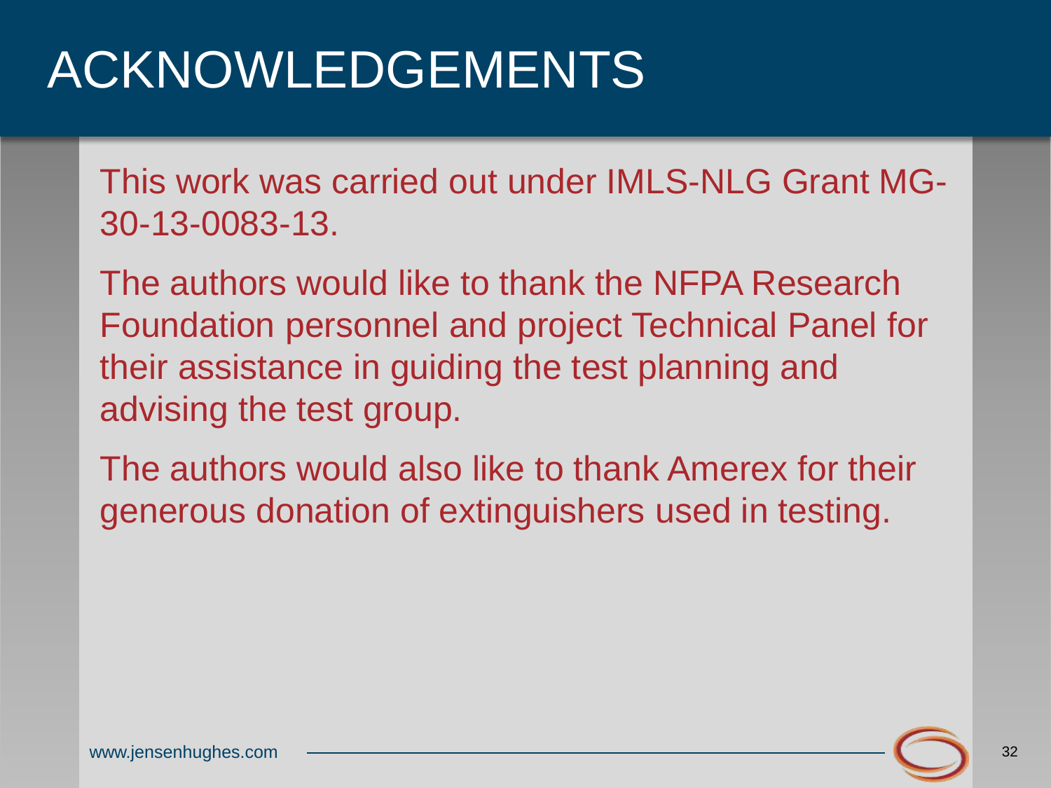# ACKNOWLEDGEMENTS

This work was carried out under IMLS-NLG Grant MG-30-13-0083-13.

The authors would like to thank the NFPA Research Foundation personnel and project Technical Panel for their assistance in guiding the test planning and advising the test group.

The authors would also like to thank Amerex for their generous donation of extinguishers used in testing.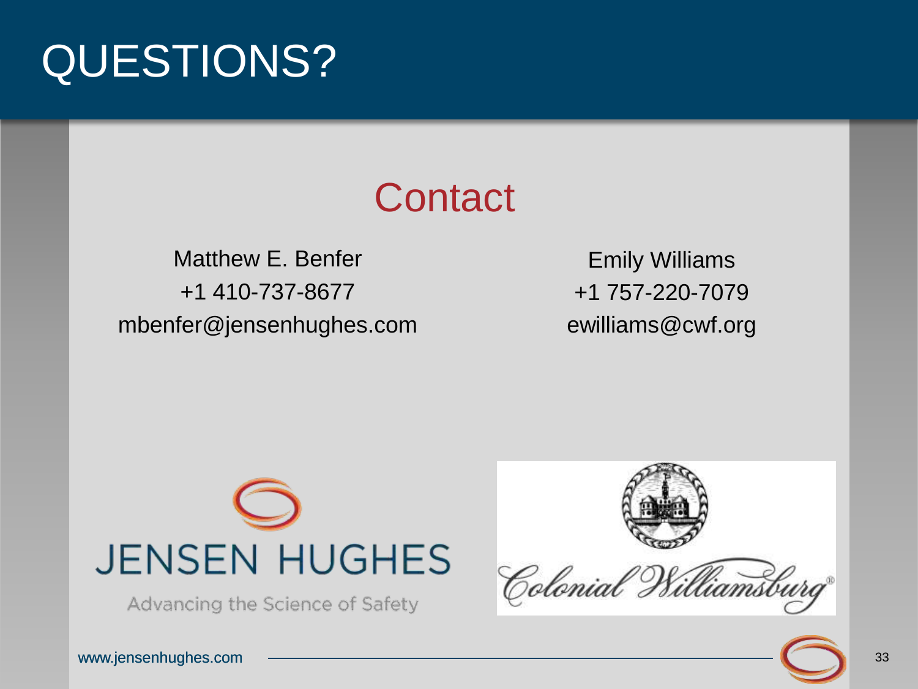# QUESTIONS?

## Contact

Matthew E. Benfer
+1 410-737-8677
mbenfer@jensenhughes.com

Emily Williams
+1 757-220-7079
ewilliams@cwf.org

JENSEN HUGHES

Advancing the Science of Safety

Colonial Williamsburg®